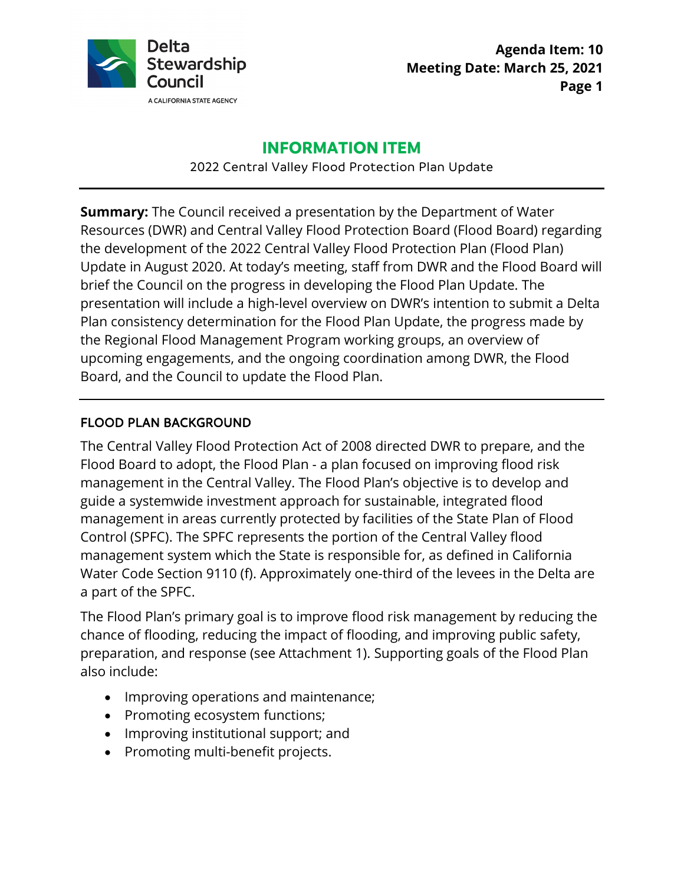Delta Stewardship Council

A CALIFORNIA STATE AGENCY

**Agenda Item: 10**
**Meeting Date: March 25, 2021**

# INFORMATION ITEM

2022 Central Valley Flood Protection Plan Update

---

**Summary:** The Council received a presentation by the Department of Water Resources (DWR) and Central Valley Flood Protection Board (Flood Board) regarding the development of the 2022 Central Valley Flood Protection Plan (Flood Plan) Update in August 2020. At today's meeting, staff from DWR and the Flood Board will brief the Council on the progress in developing the Flood Plan Update. The presentation will include a high-level overview on DWR's intention to submit a Delta Plan consistency determination for the Flood Plan Update, the progress made by the Regional Flood Management Program working groups, an overview of upcoming engagements, and the ongoing coordination among DWR, the Flood Board, and the Council to update the Flood Plan.

---

## FLOOD PLAN BACKGROUND

The Central Valley Flood Protection Act of 2008 directed DWR to prepare, and the Flood Board to adopt, the Flood Plan - a plan focused on improving flood risk management in the Central Valley. The Flood Plan's objective is to develop and guide a systemwide investment approach for sustainable, integrated flood management in areas currently protected by facilities of the State Plan of Flood Control (SPFC). The SPFC represents the portion of the Central Valley flood management system which the State is responsible for, as defined in California Water Code Section 9110 (f). Approximately one-third of the levees in the Delta are a part of the SPFC.

The Flood Plan's primary goal is to improve flood risk management by reducing the chance of flooding, reducing the impact of flooding, and improving public safety, preparation, and response (see Attachment 1). Supporting goals of the Flood Plan also include:

- Improving operations and maintenance;
- Promoting ecosystem functions;
- Improving institutional support; and
- Promoting multi-benefit projects.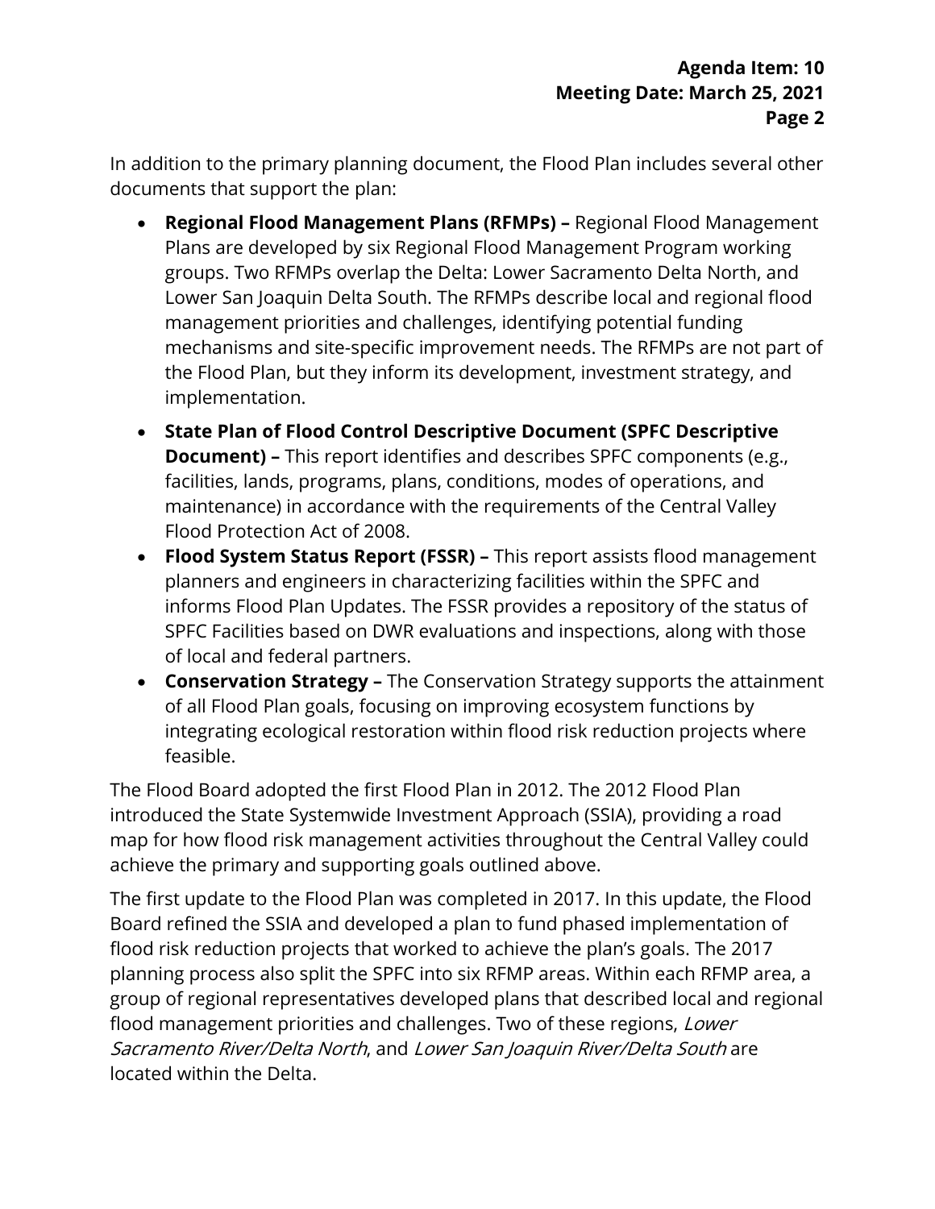In addition to the primary planning document, the Flood Plan includes several other documents that support the plan:

- **Regional Flood Management Plans (RFMPs) –** Regional Flood Management Plans are developed by six Regional Flood Management Program working groups. Two RFMPs overlap the Delta: Lower Sacramento Delta North, and Lower San Joaquin Delta South. The RFMPs describe local and regional flood management priorities and challenges, identifying potential funding mechanisms and site-specific improvement needs. The RFMPs are not part of the Flood Plan, but they inform its development, investment strategy, and implementation.
- **State Plan of Flood Control Descriptive Document (SPFC Descriptive Document) –** This report identifies and describes SPFC components (e.g., facilities, lands, programs, plans, conditions, modes of operations, and maintenance) in accordance with the requirements of the Central Valley Flood Protection Act of 2008.
- **Flood System Status Report (FSSR) –** This report assists flood management planners and engineers in characterizing facilities within the SPFC and informs Flood Plan Updates. The FSSR provides a repository of the status of SPFC Facilities based on DWR evaluations and inspections, along with those of local and federal partners.
- **Conservation Strategy –** The Conservation Strategy supports the attainment of all Flood Plan goals, focusing on improving ecosystem functions by integrating ecological restoration within flood risk reduction projects where feasible.

The Flood Board adopted the first Flood Plan in 2012. The 2012 Flood Plan introduced the State Systemwide Investment Approach (SSIA), providing a road map for how flood risk management activities throughout the Central Valley could achieve the primary and supporting goals outlined above.

The first update to the Flood Plan was completed in 2017. In this update, the Flood Board refined the SSIA and developed a plan to fund phased implementation of flood risk reduction projects that worked to achieve the plan's goals. The 2017 planning process also split the SPFC into six RFMP areas. Within each RFMP area, a group of regional representatives developed plans that described local and regional flood management priorities and challenges. Two of these regions, *Lower Sacramento River/Delta North*, and *Lower San Joaquin River/Delta South* are located within the Delta.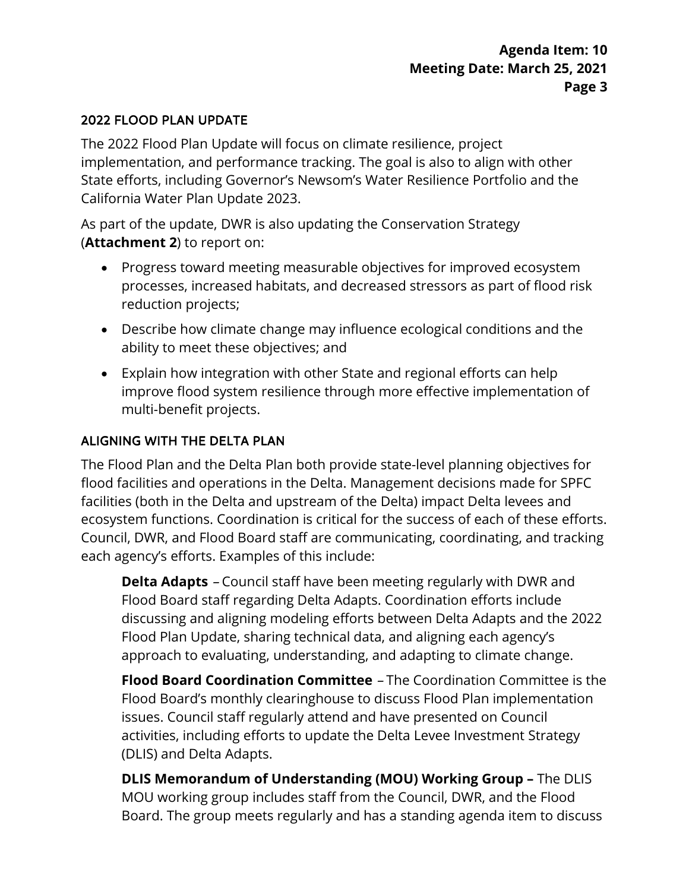## 2022 FLOOD PLAN UPDATE

The 2022 Flood Plan Update will focus on climate resilience, project implementation, and performance tracking. The goal is also to align with other State efforts, including Governor's Newsom's Water Resilience Portfolio and the California Water Plan Update 2023.

As part of the update, DWR is also updating the Conservation Strategy (**Attachment 2**) to report on:

- Progress toward meeting measurable objectives for improved ecosystem processes, increased habitats, and decreased stressors as part of flood risk reduction projects;
- Describe how climate change may influence ecological conditions and the ability to meet these objectives; and
- Explain how integration with other State and regional efforts can help improve flood system resilience through more effective implementation of multi-benefit projects.

## ALIGNING WITH THE DELTA PLAN

The Flood Plan and the Delta Plan both provide state-level planning objectives for flood facilities and operations in the Delta. Management decisions made for SPFC facilities (both in the Delta and upstream of the Delta) impact Delta levees and ecosystem functions. Coordination is critical for the success of each of these efforts. Council, DWR, and Flood Board staff are communicating, coordinating, and tracking each agency's efforts. Examples of this include:

**Delta Adapts** – Council staff have been meeting regularly with DWR and Flood Board staff regarding Delta Adapts. Coordination efforts include discussing and aligning modeling efforts between Delta Adapts and the 2022 Flood Plan Update, sharing technical data, and aligning each agency's approach to evaluating, understanding, and adapting to climate change.

**Flood Board Coordination Committee** – The Coordination Committee is the Flood Board's monthly clearinghouse to discuss Flood Plan implementation issues. Council staff regularly attend and have presented on Council activities, including efforts to update the Delta Levee Investment Strategy (DLIS) and Delta Adapts.

**DLIS Memorandum of Understanding (MOU) Working Group –** The DLIS MOU working group includes staff from the Council, DWR, and the Flood Board. The group meets regularly and has a standing agenda item to discuss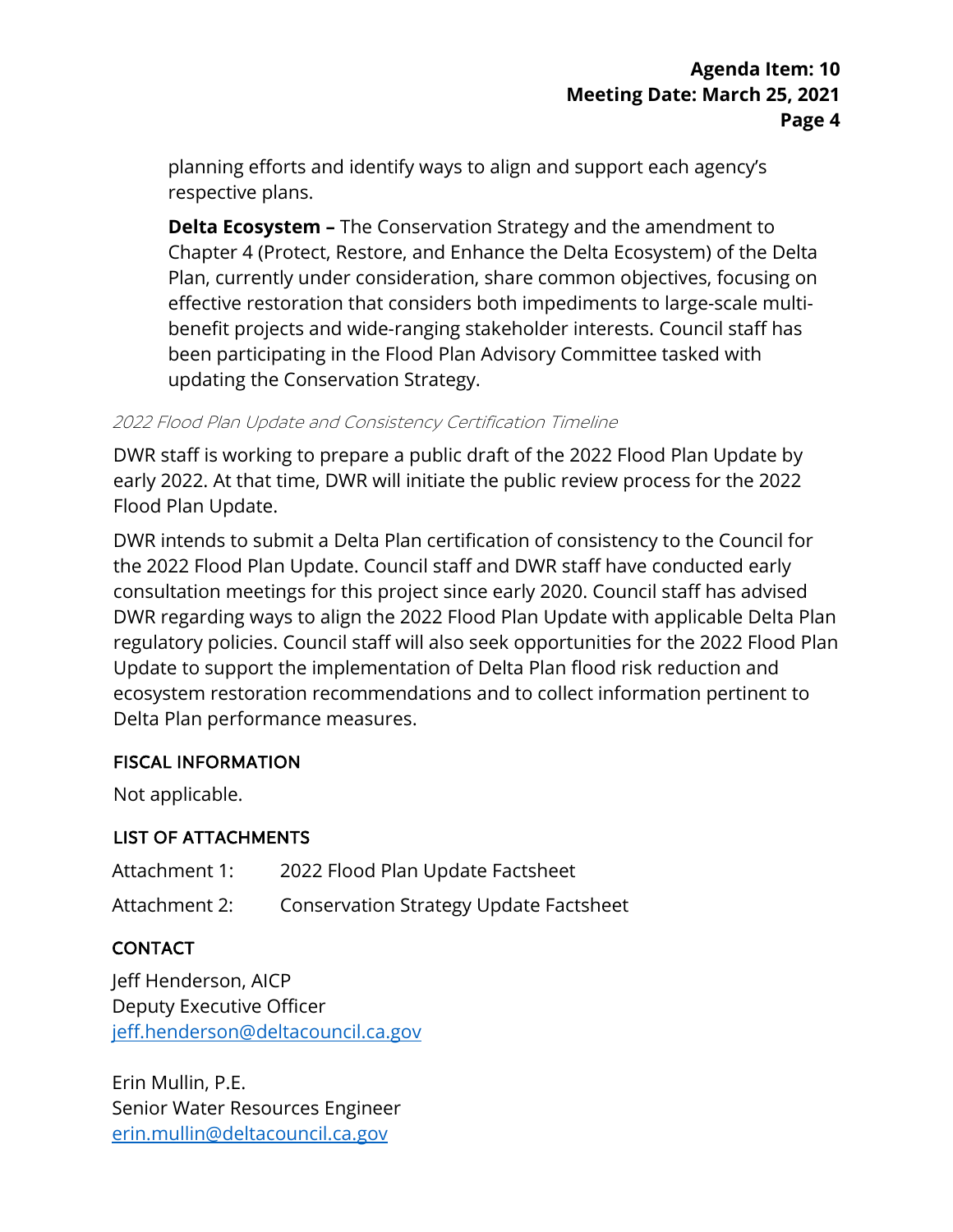planning efforts and identify ways to align and support each agency's respective plans.

**Delta Ecosystem –** The Conservation Strategy and the amendment to Chapter 4 (Protect, Restore, and Enhance the Delta Ecosystem) of the Delta Plan, currently under consideration, share common objectives, focusing on effective restoration that considers both impediments to large-scale multi-benefit projects and wide-ranging stakeholder interests. Council staff has been participating in the Flood Plan Advisory Committee tasked with updating the Conservation Strategy.

*2022 Flood Plan Update and Consistency Certification Timeline*

DWR staff is working to prepare a public draft of the 2022 Flood Plan Update by early 2022. At that time, DWR will initiate the public review process for the 2022 Flood Plan Update.

DWR intends to submit a Delta Plan certification of consistency to the Council for the 2022 Flood Plan Update. Council staff and DWR staff have conducted early consultation meetings for this project since early 2020. Council staff has advised DWR regarding ways to align the 2022 Flood Plan Update with applicable Delta Plan regulatory policies. Council staff will also seek opportunities for the 2022 Flood Plan Update to support the implementation of Delta Plan flood risk reduction and ecosystem restoration recommendations and to collect information pertinent to Delta Plan performance measures.

## FISCAL INFORMATION

Not applicable.

## LIST OF ATTACHMENTS

Attachment 1: 2022 Flood Plan Update Factsheet

Attachment 2: Conservation Strategy Update Factsheet

## CONTACT

Jeff Henderson, AICP
Deputy Executive Officer
jeff.henderson@deltacouncil.ca.gov

Erin Mullin, P.E.
Senior Water Resources Engineer
erin.mullin@deltacouncil.ca.gov